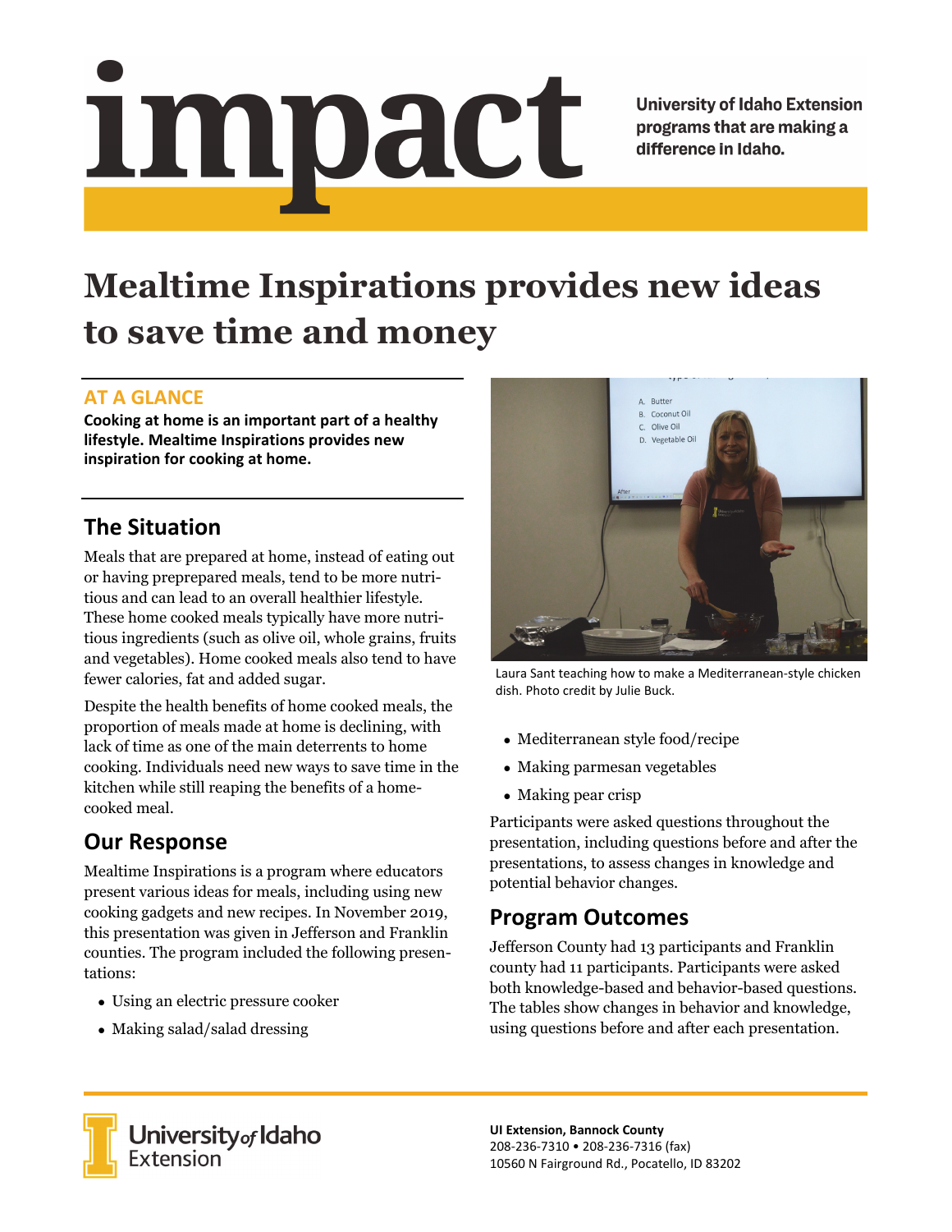# impact

University of Idaho Extension programs that are making a difference in Idaho.

# Mealtime Inspirations provides new ideas to save time and money

## AT A GLANCE

**Cooking at home is an important part of a healthy lifestyle. Mealtime Inspirations provides new inspiration for cooking at home.**

## The Situation

Meals that are prepared at home, instead of eating out or having preprepared meals, tend to be more nutritious and can lead to an overall healthier lifestyle. These home cooked meals typically have more nutritious ingredients (such as olive oil, whole grains, fruits and vegetables). Home cooked meals also tend to have fewer calories, fat and added sugar.

Despite the health benefits of home cooked meals, the proportion of meals made at home is declining, with lack of time as one of the main deterrents to home cooking. Individuals need new ways to save time in the kitchen while still reaping the benefits of a home-cooked meal.

## Our Response

Mealtime Inspirations is a program where educators present various ideas for meals, including using new cooking gadgets and new recipes. In November 2019, this presentation was given in Jefferson and Franklin counties. The program included the following presentations:

- Using an electric pressure cooker
- Making salad/salad dressing
- Mediterranean style food/recipe
- Making parmesan vegetables
- Making pear crisp

Laura Sant teaching how to make a Mediterranean-style chicken dish. Photo credit by Julie Buck.

Participants were asked questions throughout the presentation, including questions before and after the presentations, to assess changes in knowledge and potential behavior changes.

## Program Outcomes

Jefferson County had 13 participants and Franklin county had 11 participants. Participants were asked both knowledge-based and behavior-based questions. The tables show changes in behavior and knowledge, using questions before and after each presentation.

University of Idaho Extension

**UI Extension, Bannock County**
208-236-7310 • 208-236-7316 (fax)
10560 N Fairground Rd., Pocatello, ID 83202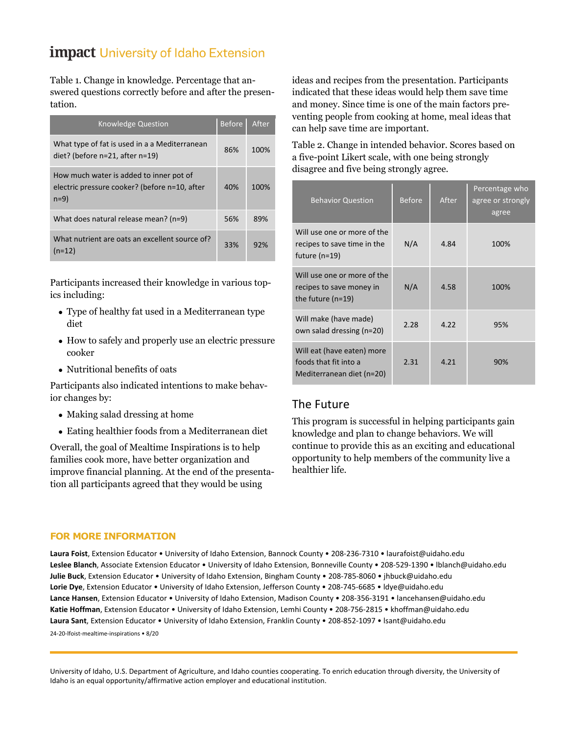Table 1. Change in knowledge. Percentage that answered questions correctly before and after the presentation.

| Knowledge Question | Before | After |
|---|---|---|
| What type of fat is used in a a Mediterranean diet? (before n=21, after n=19) | 86% | 100% |
| How much water is added to inner pot of electric pressure cooker? (before n=10, after n=9) | 40% | 100% |
| What does natural release mean? (n=9) | 56% | 89% |
| What nutrient are oats an excellent source of? (n=12) | 33% | 92% |

Participants increased their knowledge in various topics including:

- Type of healthy fat used in a Mediterranean type diet
- How to safely and properly use an electric pressure cooker
- Nutritional benefits of oats

Participants also indicated intentions to make behavior changes by:

- Making salad dressing at home
- Eating healthier foods from a Mediterranean diet

Overall, the goal of Mealtime Inspirations is to help families cook more, have better organization and improve financial planning. At the end of the presentation all participants agreed that they would be using ideas and recipes from the presentation. Participants indicated that these ideas would help them save time and money. Since time is one of the main factors preventing people from cooking at home, meal ideas that can help save time are important.

Table 2. Change in intended behavior. Scores based on a five-point Likert scale, with one being strongly disagree and five being strongly agree.

| Behavior Question | Before | After | Percentage who agree or strongly agree |
|---|---|---|---|
| Will use one or more of the recipes to save time in the future (n=19) | N/A | 4.84 | 100% |
| Will use one or more of the recipes to save money in the future (n=19) | N/A | 4.58 | 100% |
| Will make (have made) own salad dressing (n=20) | 2.28 | 4.22 | 95% |
| Will eat (have eaten) more foods that fit into a Mediterranean diet (n=20) | 2.31 | 4.21 | 90% |

## The Future

This program is successful in helping participants gain knowledge and plan to change behaviors. We will continue to provide this as an exciting and educational opportunity to help members of the community live a healthier life.

## FOR MORE INFORMATION

**Laura Foist**, Extension Educator • University of Idaho Extension, Bannock County • 208-236-7310 • laurafoist@uidaho.edu
**Leslee Blanch**, Associate Extension Educator • University of Idaho Extension, Bonneville County • 208-529-1390 • lblanch@uidaho.edu
**Julie Buck**, Extension Educator • University of Idaho Extension, Bingham County • 208-785-8060 • jhbuck@uidaho.edu
**Lorie Dye**, Extension Educator • University of Idaho Extension, Jefferson County • 208-745-6685 • ldye@uidaho.edu
**Lance Hansen**, Extension Educator • University of Idaho Extension, Madison County • 208-356-3191 • lancehansen@uidaho.edu
**Katie Hoffman**, Extension Educator • University of Idaho Extension, Lemhi County • 208-756-2815 • khoffman@uidaho.edu
**Laura Sant**, Extension Educator • University of Idaho Extension, Franklin County • 208-852-1097 • lsant@uidaho.edu

24-20-lfoist-mealtime-inspirations • 8/20

University of Idaho, U.S. Department of Agriculture, and Idaho counties cooperating. To enrich education through diversity, the University of Idaho is an equal opportunity/affirmative action employer and educational institution.